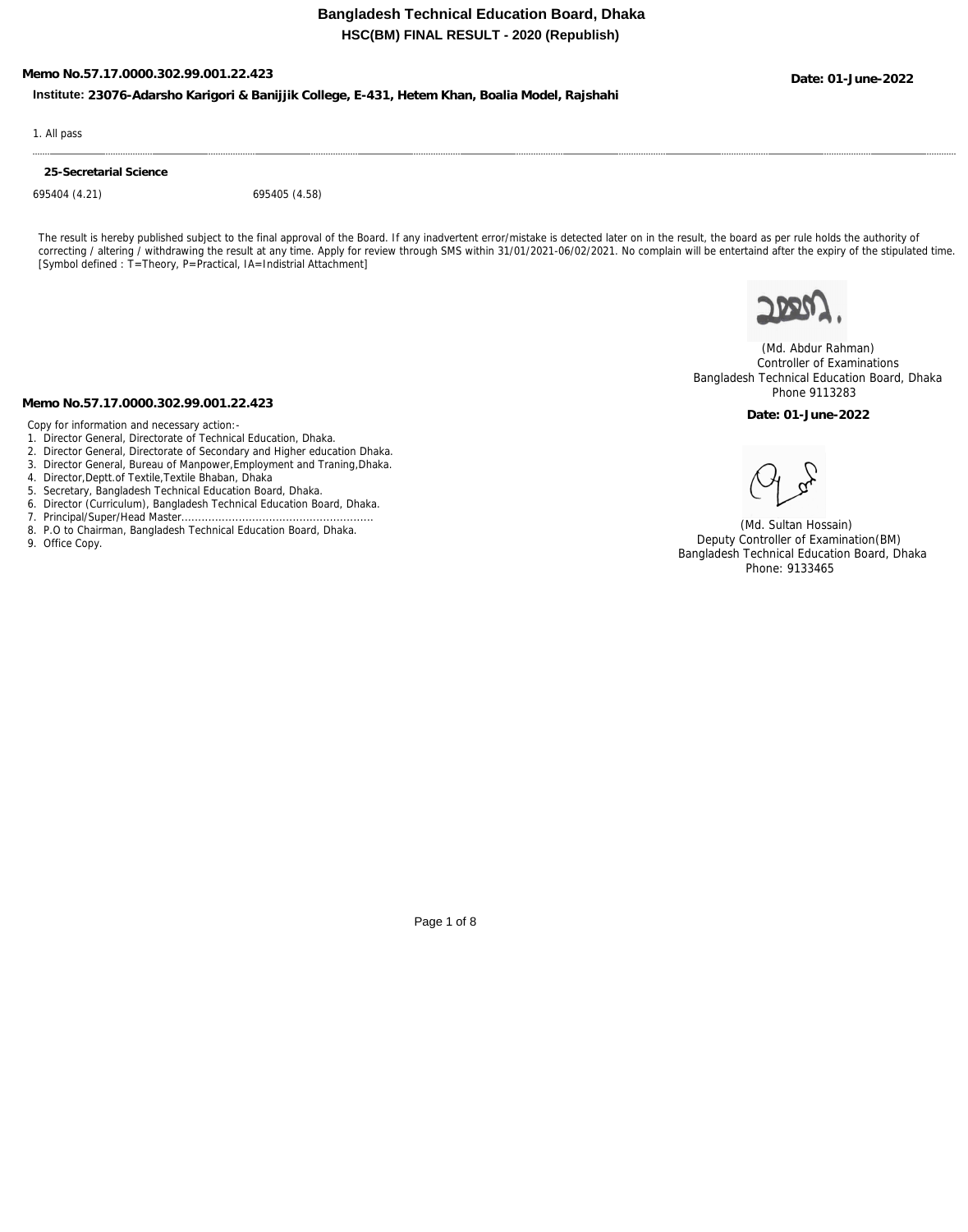# Bangladesh Technical Education Board, Dhaka

## HSC(BM) FINAL RESULT - 2020 (Republish)

**Memo No.57.17.0000.302.99.001.22.423**

**Date: 01-June-2022**

**Institute: 23076-Adarsho Karigori & Banijjik College, E-431, Hetem Khan, Boalia Model, Rajshahi**

1. All pass

**25-Secretarial Science**

695404 (4.21) 695405 (4.58)

The result is hereby published subject to the final approval of the Board. If any inadvertent error/mistake is detected later on in the result, the board as per rule holds the authority of correcting / altering / withdrawing the result at any time. Apply for review through SMS within 31/01/2021-06/02/2021. No complain will be entertaind after the expiry of the stipulated time. [Symbol defined : T=Theory, P=Practical, IA=Indistrial Attachment]

(Md. Abdur Rahman)
Controller of Examinations
Bangladesh Technical Education Board, Dhaka
Phone 9113283

**Memo No.57.17.0000.302.99.001.22.423**

**Date: 01-June-2022**

Copy for information and necessary action:-

1. Director General, Directorate of Technical Education, Dhaka.
2. Director General, Directorate of Secondary and Higher education Dhaka.
3. Director General, Bureau of Manpower,Employment and Traning,Dhaka.
4. Director,Deptt.of Textile,Textile Bhaban, Dhaka
5. Secretary, Bangladesh Technical Education Board, Dhaka.
6. Director (Curriculum), Bangladesh Technical Education Board, Dhaka.
7. Principal/Super/Head Master........................................................
8. P.O to Chairman, Bangladesh Technical Education Board, Dhaka.
9. Office Copy.

(Md. Sultan Hossain)
Deputy Controller of Examination(BM)
Bangladesh Technical Education Board, Dhaka
Phone: 9133465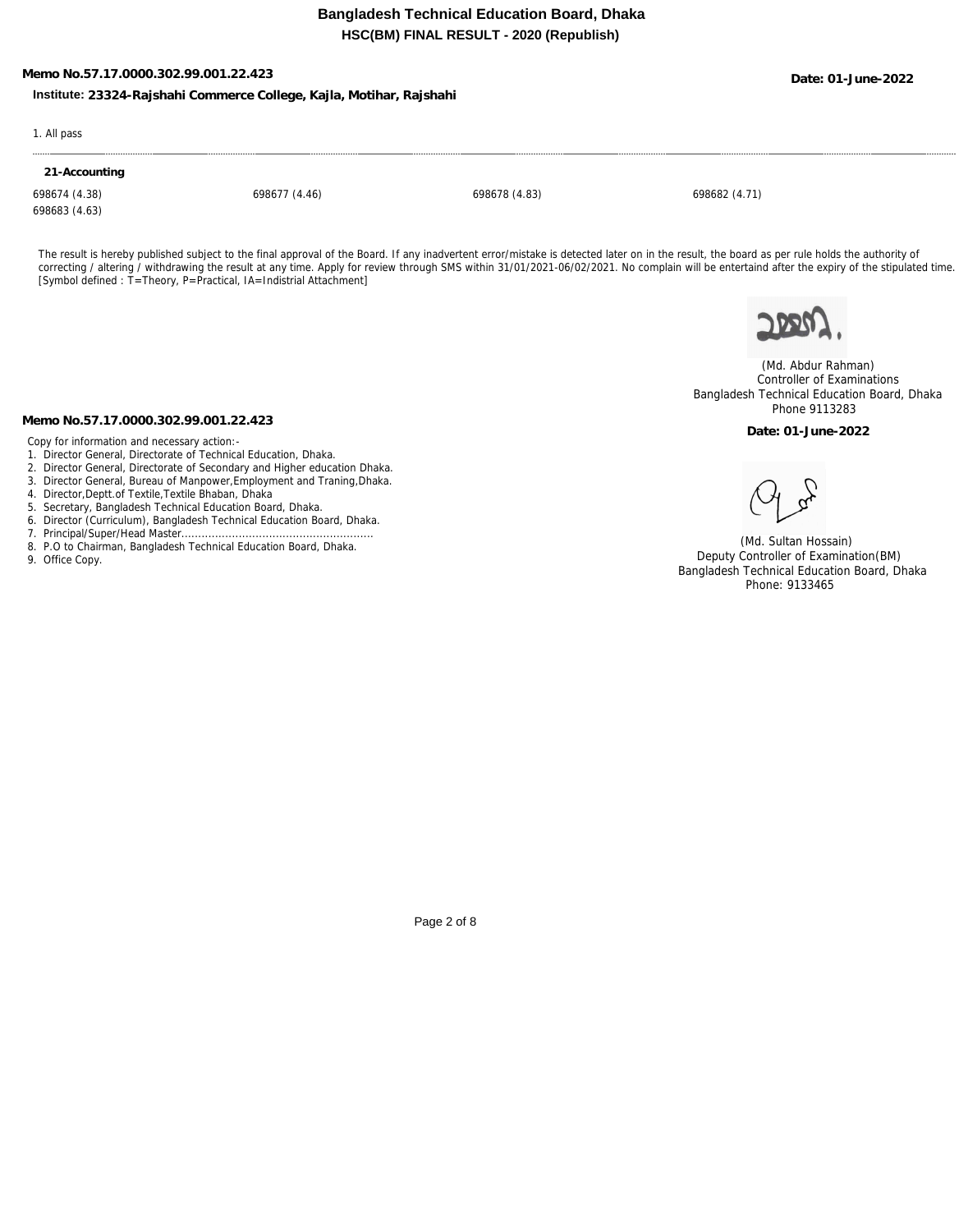**Bangladesh Technical Education Board, Dhaka**

**HSC(BM) FINAL RESULT - 2020 (Republish)**

**Memo No.57.17.0000.302.99.001.22.423**

**Date: 01-June-2022**

**Institute: 23324-Rajshahi Commerce College, Kajla, Motihar, Rajshahi**

1. All pass

**21-Accounting**

| | | | |
|---|---|---|---|
| 698674 (4.38) | 698677 (4.46) | 698678 (4.83) | 698682 (4.71) |
| 698683 (4.63) | | | |

The result is hereby published subject to the final approval of the Board. If any inadvertent error/mistake is detected later on in the result, the board as per rule holds the authority of correcting / altering / withdrawing the result at any time. Apply for review through SMS within 31/01/2021-06/02/2021. No complain will be entertaind after the expiry of the stipulated time. [Symbol defined : T=Theory, P=Practical, IA=Indistrial Attachment]

(Md. Abdur Rahman)
Controller of Examinations
Bangladesh Technical Education Board, Dhaka
Phone 9113283

**Memo No.57.17.0000.302.99.001.22.423**

**Date: 01-June-2022**

Copy for information and necessary action:-

1. Director General, Directorate of Technical Education, Dhaka.
2. Director General, Directorate of Secondary and Higher education Dhaka.
3. Director General, Bureau of Manpower,Employment and Traning,Dhaka.
4. Director,Deptt.of Textile,Textile Bhaban, Dhaka
5. Secretary, Bangladesh Technical Education Board, Dhaka.
6. Director (Curriculum), Bangladesh Technical Education Board, Dhaka.
7. Principal/Super/Head Master.........................................................
8. P.O to Chairman, Bangladesh Technical Education Board, Dhaka.
9. Office Copy.

(Md. Sultan Hossain)
Deputy Controller of Examination(BM)
Bangladesh Technical Education Board, Dhaka
Phone: 9133465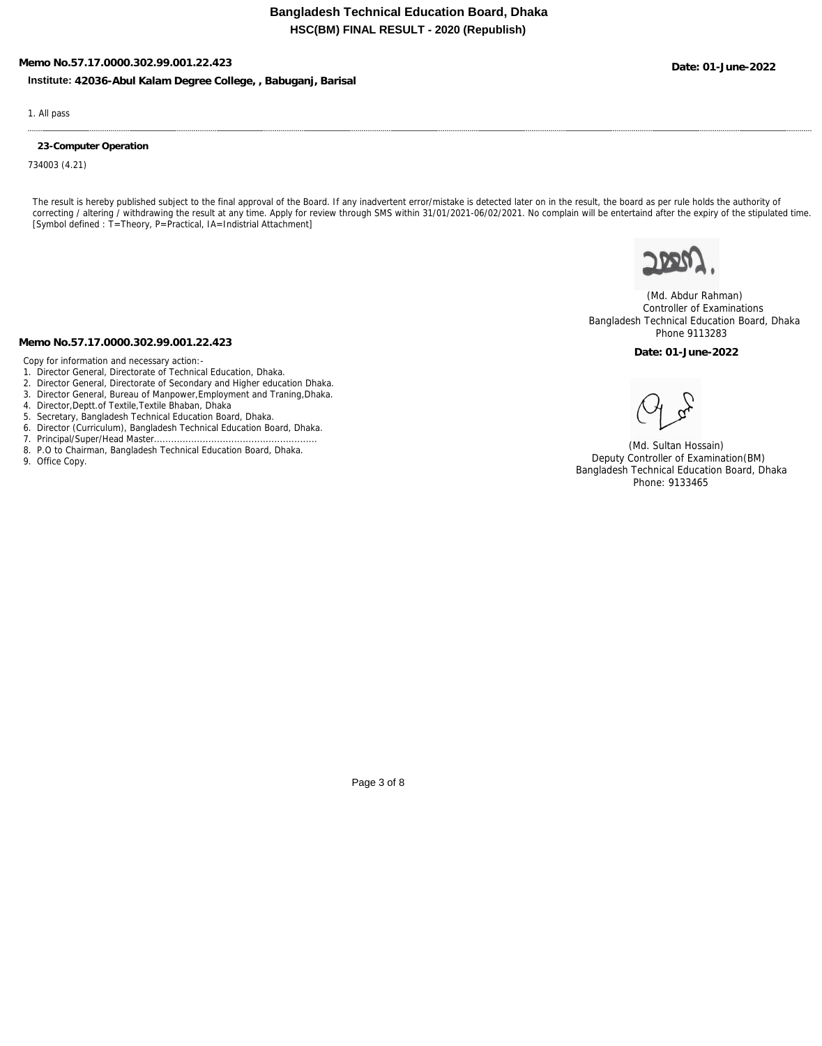# Bangladesh Technical Education Board, Dhaka

## HSC(BM) FINAL RESULT - 2020 (Republish)

**Memo No.57.17.0000.302.99.001.22.423**

**Date: 01-June-2022**

**Institute: 42036-Abul Kalam Degree College, , Babuganj, Barisal**

1. All pass

**23-Computer Operation**

734003 (4.21)

The result is hereby published subject to the final approval of the Board. If any inadvertent error/mistake is detected later on in the result, the board as per rule holds the authority of correcting / altering / withdrawing the result at any time. Apply for review through SMS within 31/01/2021-06/02/2021. No complain will be entertaind after the expiry of the stipulated time. [Symbol defined : T=Theory, P=Practical, IA=Indistrial Attachment]

(Md. Abdur Rahman)
Controller of Examinations
Bangladesh Technical Education Board, Dhaka
Phone 9113283

**Memo No.57.17.0000.302.99.001.22.423**

**Date: 01-June-2022**

Copy for information and necessary action:-

1. Director General, Directorate of Technical Education, Dhaka.
2. Director General, Directorate of Secondary and Higher education Dhaka.
3. Director General, Bureau of Manpower,Employment and Traning,Dhaka.
4. Director,Deptt.of Textile,Textile Bhaban, Dhaka
5. Secretary, Bangladesh Technical Education Board, Dhaka.
6. Director (Curriculum), Bangladesh Technical Education Board, Dhaka.
7. Principal/Super/Head Master........................................................
8. P.O to Chairman, Bangladesh Technical Education Board, Dhaka.
9. Office Copy.

(Md. Sultan Hossain)
Deputy Controller of Examination(BM)
Bangladesh Technical Education Board, Dhaka
Phone: 9133465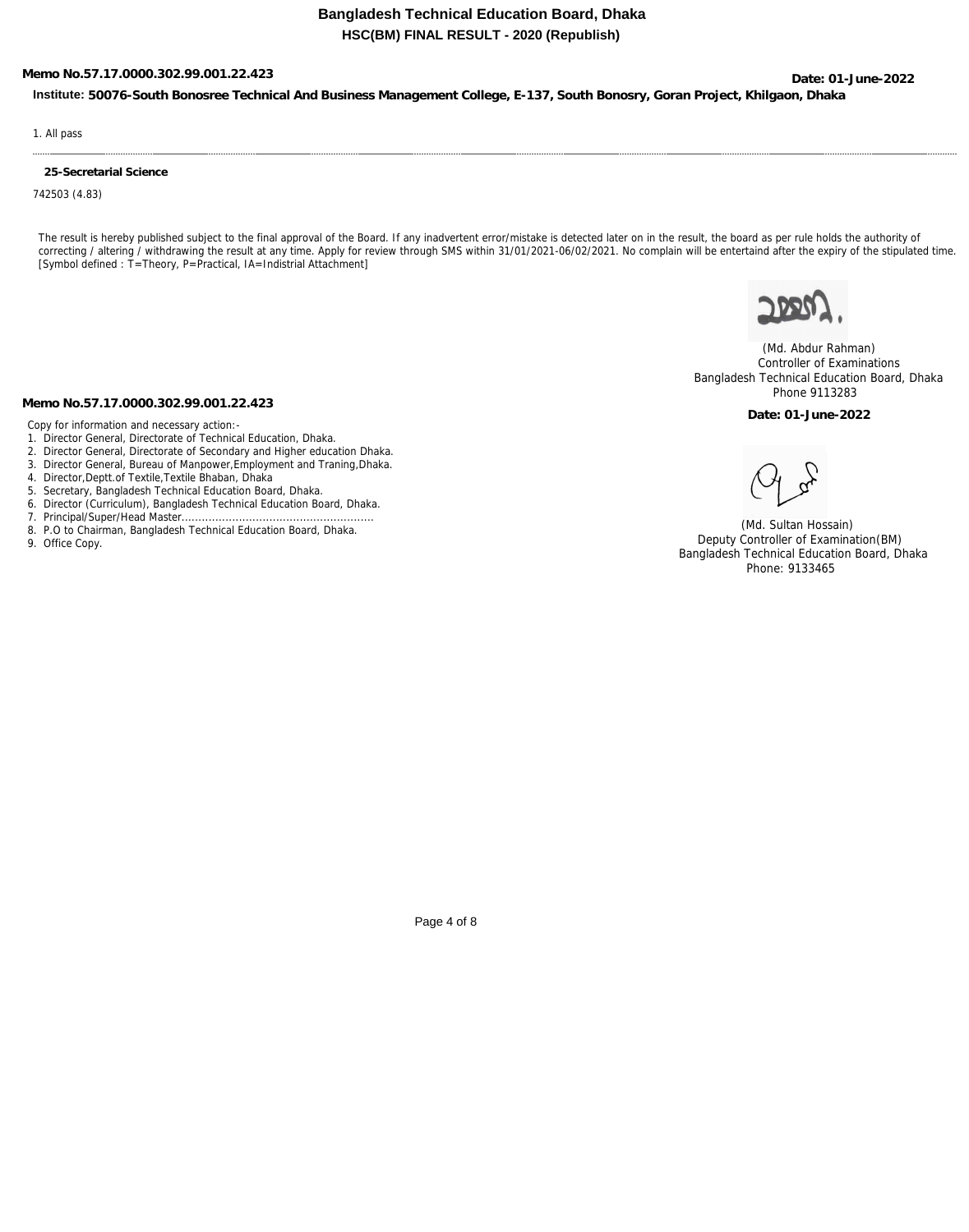# Bangladesh Technical Education Board, Dhaka

## HSC(BM) FINAL RESULT - 2020 (Republish)

**Memo No.57.17.0000.302.99.001.22.423**

**Date: 01-June-2022**

**Institute: 50076-South Bonosree Technical And Business Management College, E-137, South Bonosry, Goran Project, Khilgaon, Dhaka**

1. All pass

**25-Secretarial Science**

742503 (4.83)

The result is hereby published subject to the final approval of the Board. If any inadvertent error/mistake is detected later on in the result, the board as per rule holds the authority of correcting / altering / withdrawing the result at any time. Apply for review through SMS within 31/01/2021-06/02/2021. No complain will be entertaind after the expiry of the stipulated time.
[Symbol defined : T=Theory, P=Practical, IA=Indistrial Attachment]

(Md. Abdur Rahman)
Controller of Examinations
Bangladesh Technical Education Board, Dhaka
Phone 9113283

**Memo No.57.17.0000.302.99.001.22.423**

**Date: 01-June-2022**

Copy for information and necessary action:-

1. Director General, Directorate of Technical Education, Dhaka.
2. Director General, Directorate of Secondary and Higher education Dhaka.
3. Director General, Bureau of Manpower,Employment and Traning,Dhaka.
4. Director,Deptt.of Textile,Textile Bhaban, Dhaka
5. Secretary, Bangladesh Technical Education Board, Dhaka.
6. Director (Curriculum), Bangladesh Technical Education Board, Dhaka.
7. Principal/Super/Head Master........................................................
8. P.O to Chairman, Bangladesh Technical Education Board, Dhaka.
9. Office Copy.

(Md. Sultan Hossain)
Deputy Controller of Examination(BM)
Bangladesh Technical Education Board, Dhaka
Phone: 9133465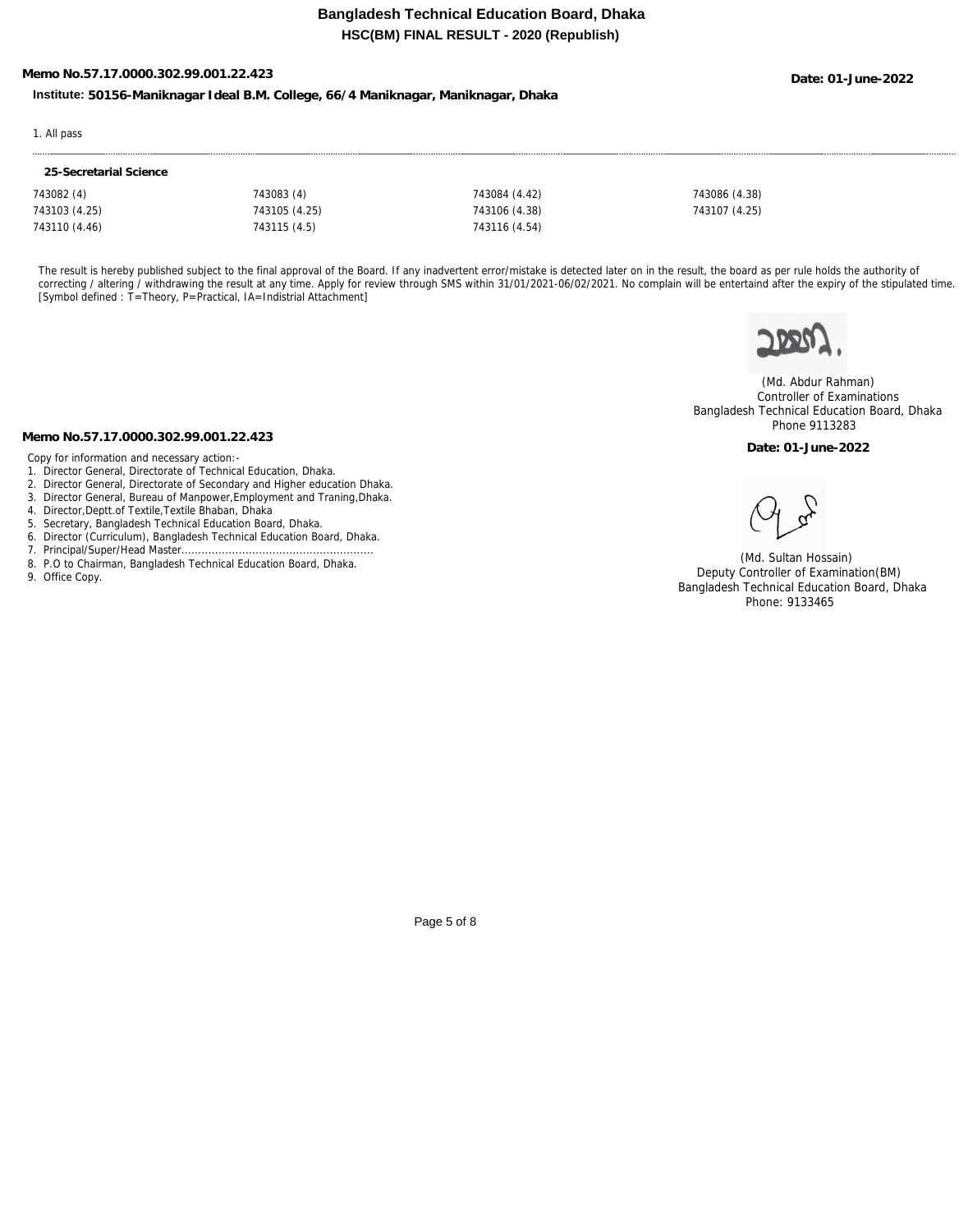# Bangladesh Technical Education Board, Dhaka

## HSC(BM) FINAL RESULT - 2020 (Republish)

**Memo No.57.17.0000.302.99.001.22.423** **Date: 01-June-2022**

**Institute: 50156-Maniknagar Ideal B.M. College, 66/4 Maniknagar, Maniknagar, Dhaka**

1. All pass

**25-Secretarial Science**

| | | | |
|---|---|---|---|
| 743082 (4) | 743083 (4) | 743084 (4.42) | 743086 (4.38) |
| 743103 (4.25) | 743105 (4.25) | 743106 (4.38) | 743107 (4.25) |
| 743110 (4.46) | 743115 (4.5) | 743116 (4.54) | |

The result is hereby published subject to the final approval of the Board. If any inadvertent error/mistake is detected later on in the result, the board as per rule holds the authority of correcting / altering / withdrawing the result at any time. Apply for review through SMS within 31/01/2021-06/02/2021. No complain will be entertaind after the expiry of the stipulated time. [Symbol defined : T=Theory, P=Practical, IA=Indistrial Attachment]

(Md. Abdur Rahman)
Controller of Examinations
Bangladesh Technical Education Board, Dhaka
Phone 9113283

**Memo No.57.17.0000.302.99.001.22.423** **Date: 01-June-2022**

Copy for information and necessary action:-

1. Director General, Directorate of Technical Education, Dhaka.
2. Director General, Directorate of Secondary and Higher education Dhaka.
3. Director General, Bureau of Manpower,Employment and Traning,Dhaka.
4. Director,Deptt.of Textile,Textile Bhaban, Dhaka
5. Secretary, Bangladesh Technical Education Board, Dhaka.
6. Director (Curriculum), Bangladesh Technical Education Board, Dhaka.
7. Principal/Super/Head Master........................................................
8. P.O to Chairman, Bangladesh Technical Education Board, Dhaka.
9. Office Copy.

(Md. Sultan Hossain)
Deputy Controller of Examination(BM)
Bangladesh Technical Education Board, Dhaka
Phone: 9133465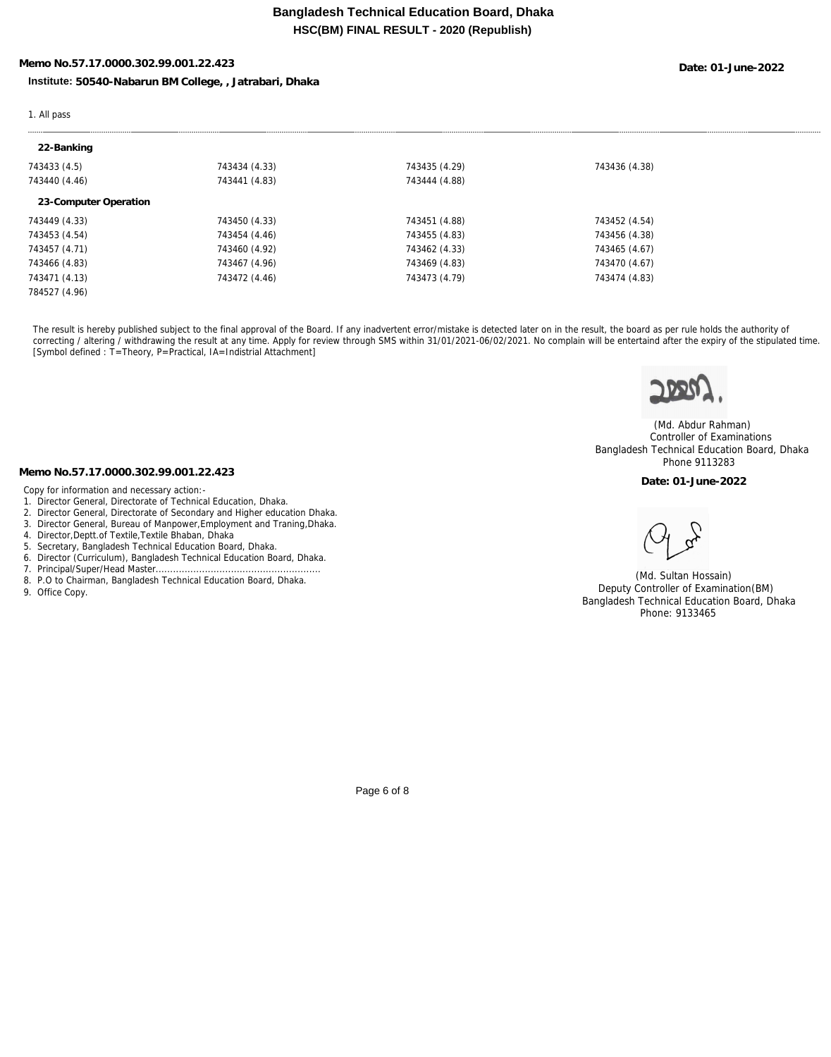**Bangladesh Technical Education Board, Dhaka**
**HSC(BM) FINAL RESULT - 2020 (Republish)**

**Memo No.57.17.0000.302.99.001.22.423** **Date: 01-June-2022**

**Institute: 50540-Nabarun BM College, , Jatrabari, Dhaka**

1. All pass

**22-Banking**

| | | | |
|---|---|---|---|
| 743433 (4.5) | 743434 (4.33) | 743435 (4.29) | 743436 (4.38) |
| 743440 (4.46) | 743441 (4.83) | 743444 (4.88) | |

**23-Computer Operation**

| | | | |
|---|---|---|---|
| 743449 (4.33) | 743450 (4.33) | 743451 (4.88) | 743452 (4.54) |
| 743453 (4.54) | 743454 (4.46) | 743455 (4.83) | 743456 (4.38) |
| 743457 (4.71) | 743460 (4.92) | 743462 (4.33) | 743465 (4.67) |
| 743466 (4.83) | 743467 (4.96) | 743469 (4.83) | 743470 (4.67) |
| 743471 (4.13) | 743472 (4.46) | 743473 (4.79) | 743474 (4.83) |
| 784527 (4.96) | | | |

The result is hereby published subject to the final approval of the Board. If any inadvertent error/mistake is detected later on in the result, the board as per rule holds the authority of correcting / altering / withdrawing the result at any time. Apply for review through SMS within 31/01/2021-06/02/2021. No complain will be entertaind after the expiry of the stipulated time. [Symbol defined : T=Theory, P=Practical, IA=Indistrial Attachment]

(Md. Abdur Rahman)
Controller of Examinations
Bangladesh Technical Education Board, Dhaka
Phone 9113283

**Memo No.57.17.0000.302.99.001.22.423** **Date: 01-June-2022**

Copy for information and necessary action:-

1. Director General, Directorate of Technical Education, Dhaka.
2. Director General, Directorate of Secondary and Higher education Dhaka.
3. Director General, Bureau of Manpower,Employment and Traning,Dhaka.
4. Director,Deptt.of Textile,Textile Bhaban, Dhaka
5. Secretary, Bangladesh Technical Education Board, Dhaka.
6. Director (Curriculum), Bangladesh Technical Education Board, Dhaka.
7. Principal/Super/Head Master........................................................
8. P.O to Chairman, Bangladesh Technical Education Board, Dhaka.
9. Office Copy.

(Md. Sultan Hossain)
Deputy Controller of Examination(BM)
Bangladesh Technical Education Board, Dhaka
Phone: 9133465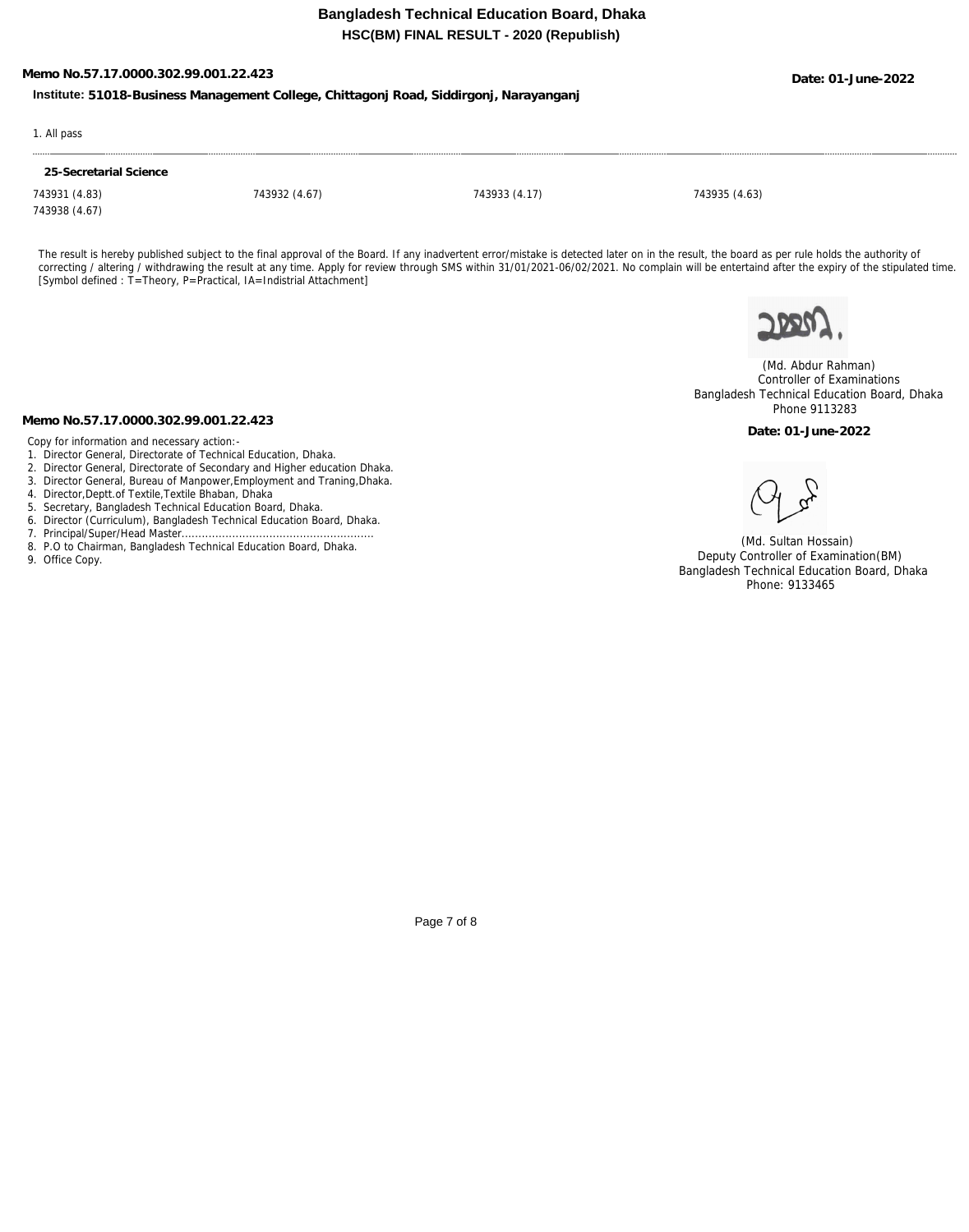**Bangladesh Technical Education Board, Dhaka**
**HSC(BM) FINAL RESULT - 2020 (Republish)**

**Memo No.57.17.0000.302.99.001.22.423**

**Date: 01-June-2022**

**Institute: 51018-Business Management College, Chittagonj Road, Siddirgonj, Narayanganj**

1. All pass

**25-Secretarial Science**

| | | | |
|---|---|---|---|
| 743931 (4.83) | 743932 (4.67) | 743933 (4.17) | 743935 (4.63) |
| 743938 (4.67) | | | |

The result is hereby published subject to the final approval of the Board. If any inadvertent error/mistake is detected later on in the result, the board as per rule holds the authority of correcting / altering / withdrawing the result at any time. Apply for review through SMS within 31/01/2021-06/02/2021. No complain will be entertaind after the expiry of the stipulated time. [Symbol defined : T=Theory, P=Practical, IA=Indistrial Attachment]

(Md. Abdur Rahman)
Controller of Examinations
Bangladesh Technical Education Board, Dhaka
Phone 9113283

**Memo No.57.17.0000.302.99.001.22.423**

**Date: 01-June-2022**

Copy for information and necessary action:-

1. Director General, Directorate of Technical Education, Dhaka.
2. Director General, Directorate of Secondary and Higher education Dhaka.
3. Director General, Bureau of Manpower,Employment and Traning,Dhaka.
4. Director,Deptt.of Textile,Textile Bhaban, Dhaka
5. Secretary, Bangladesh Technical Education Board, Dhaka.
6. Director (Curriculum), Bangladesh Technical Education Board, Dhaka.
7. Principal/Super/Head Master.........................................................
8. P.O to Chairman, Bangladesh Technical Education Board, Dhaka.
9. Office Copy.

(Md. Sultan Hossain)
Deputy Controller of Examination(BM)
Bangladesh Technical Education Board, Dhaka
Phone: 9133465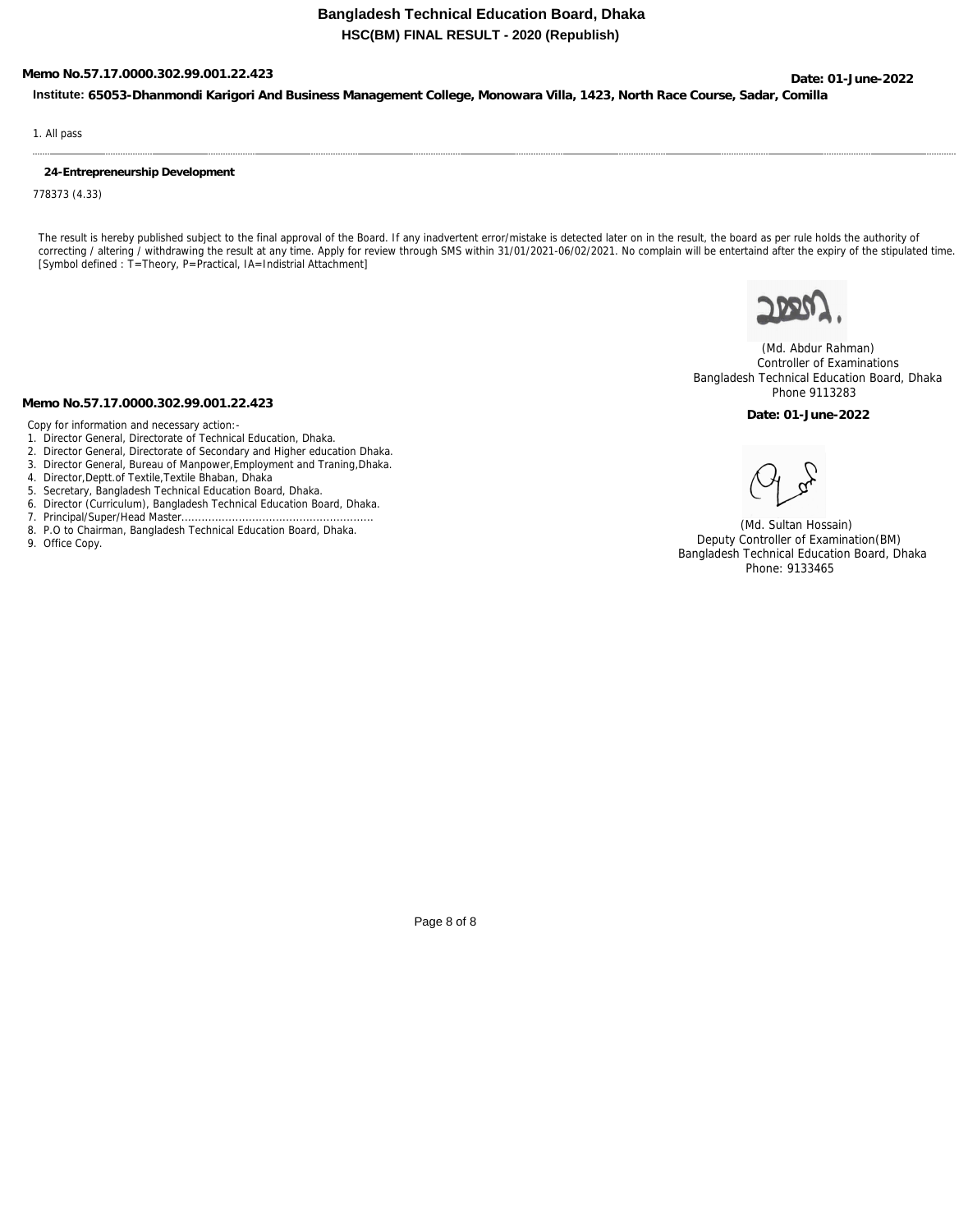# Bangladesh Technical Education Board, Dhaka

## HSC(BM) FINAL RESULT - 2020 (Republish)

**Memo No.57.17.0000.302.99.001.22.423**

**Date: 01-June-2022**

**Institute: 65053-Dhanmondi Karigori And Business Management College, Monowara Villa, 1423, North Race Course, Sadar, Comilla**

1. All pass

**24-Entrepreneurship Development**

778373 (4.33)

The result is hereby published subject to the final approval of the Board. If any inadvertent error/mistake is detected later on in the result, the board as per rule holds the authority of correcting / altering / withdrawing the result at any time. Apply for review through SMS within 31/01/2021-06/02/2021. No complain will be entertaind after the expiry of the stipulated time. [Symbol defined : T=Theory, P=Practical, IA=Indistrial Attachment]

(Md. Abdur Rahman)
Controller of Examinations
Bangladesh Technical Education Board, Dhaka
Phone 9113283

**Memo No.57.17.0000.302.99.001.22.423**

**Date: 01-June-2022**

Copy for information and necessary action:-

1. Director General, Directorate of Technical Education, Dhaka.
2. Director General, Directorate of Secondary and Higher education Dhaka.
3. Director General, Bureau of Manpower,Employment and Traning,Dhaka.
4. Director,Deptt.of Textile,Textile Bhaban, Dhaka
5. Secretary, Bangladesh Technical Education Board, Dhaka.
6. Director (Curriculum), Bangladesh Technical Education Board, Dhaka.
7. Principal/Super/Head Master........................................................
8. P.O to Chairman, Bangladesh Technical Education Board, Dhaka.
9. Office Copy.

(Md. Sultan Hossain)
Deputy Controller of Examination(BM)
Bangladesh Technical Education Board, Dhaka
Phone: 9133465